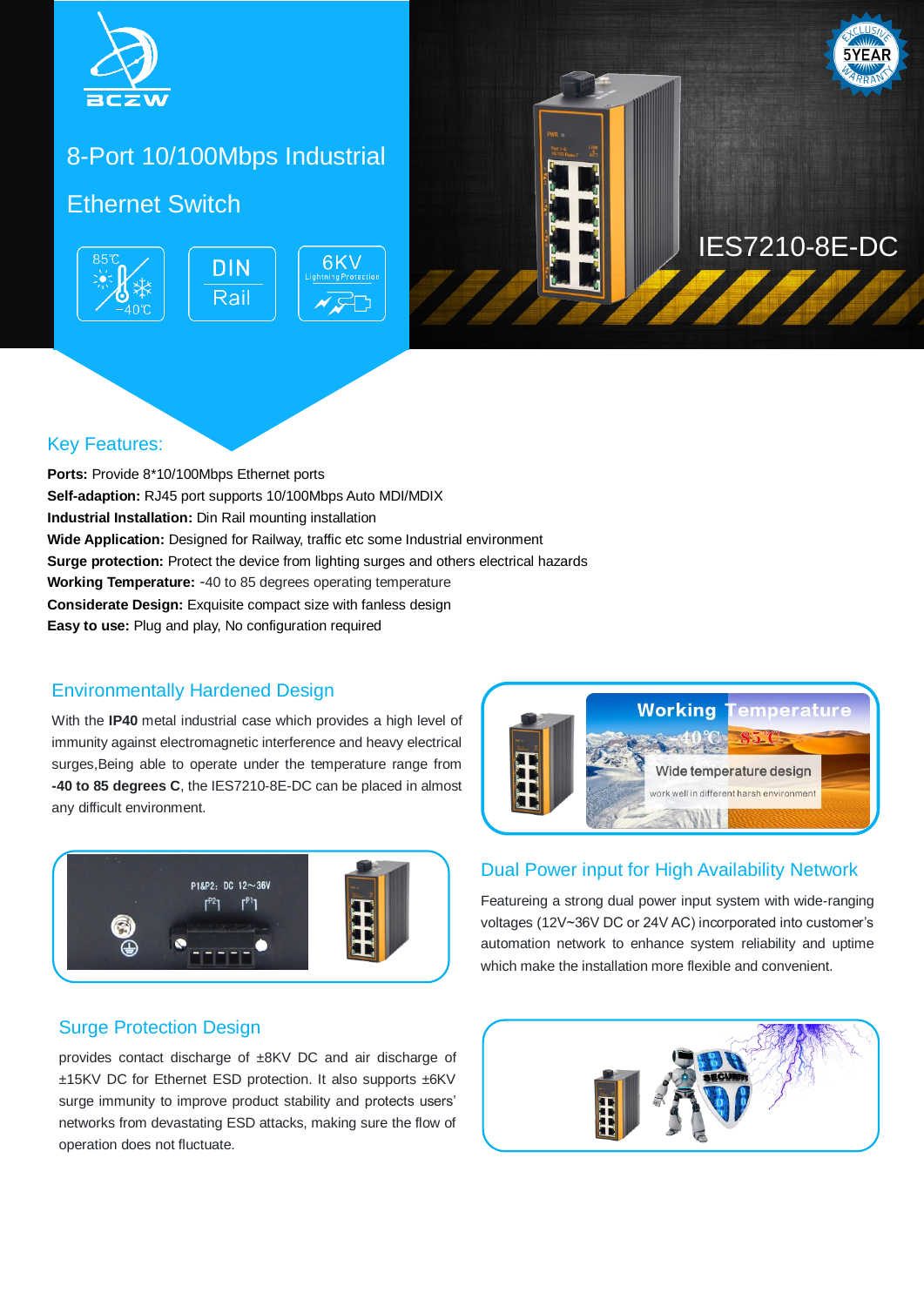# 8-Port 10/100Mbps Industrial Ethernet Switch

IES7210-8E-DC

## Key Features:

**Ports:** Provide 8*10/100Mbps Ethernet ports
**Self-adaption:** RJ45 port supports 10/100Mbps Auto MDI/MDIX
**Industrial Installation:** Din Rail mounting installation
**Wide Application:** Designed for Railway, traffic etc some Industrial environment
**Surge protection:** Protect the device from lighting surges and others electrical hazards
**Working Temperature:** -40 to 85 degrees operating temperature
**Considerate Design:** Exquisite compact size with fanless design
**Easy to use:** Plug and play, No configuration required

## Environmentally Hardened Design

With the **IP40** metal industrial case which provides a high level of immunity against electromagnetic interference and heavy electrical surges,Being able to operate under the temperature range from **-40 to 85 degrees C**, the IES7210-8E-DC can be placed in almost any difficult environment.

## Dual Power input for High Availability Network

Featureing a strong dual power input system with wide-ranging voltages (12V~36V DC or 24V AC) incorporated into customer's automation network to enhance system reliability and uptime which make the installation more flexible and convenient.

## Surge Protection Design

provides contact discharge of ±8KV DC and air discharge of ±15KV DC for Ethernet ESD protection. It also supports ±6KV surge immunity to improve product stability and protects users' networks from devastating ESD attacks, making sure the flow of operation does not fluctuate.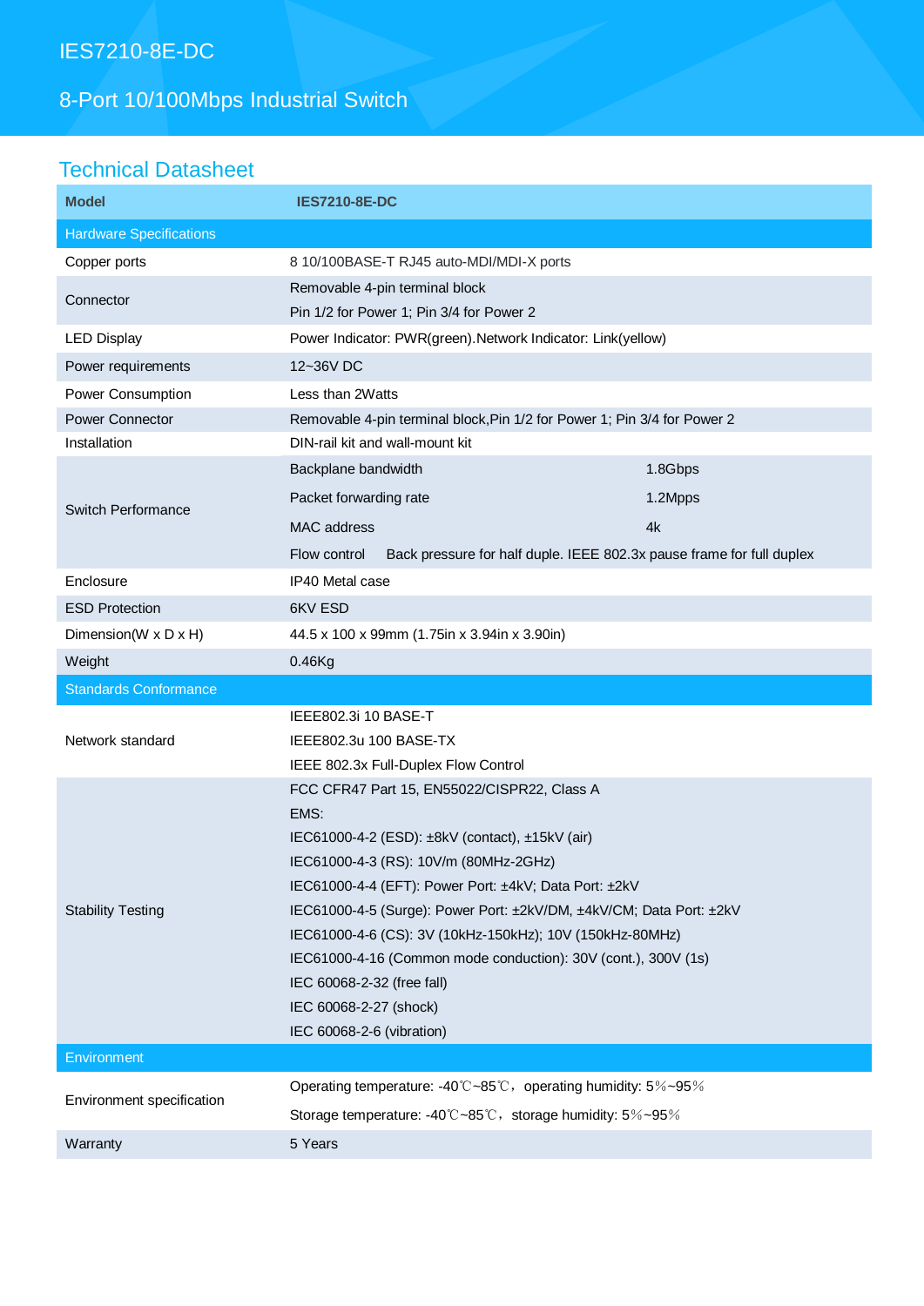# IES7210-8E-DC

## 8-Port 10/100Mbps Industrial Switch

## Technical Datasheet

| Model | IES7210-8E-DC | |
|---|---|---|
| **Hardware Specifications** | | |
| Copper ports | 8 10/100BASE-T RJ45 auto-MDI/MDI-X ports | |
| Connector | Removable 4-pin terminal block<br>Pin 1/2 for Power 1; Pin 3/4 for Power 2 | |
| LED Display | Power Indicator: PWR(green).Network Indicator: Link(yellow) | |
| Power requirements | 12~36V DC | |
| Power Consumption | Less than 2Watts | |
| Power Connector | Removable 4-pin terminal block,Pin 1/2 for Power 1; Pin 3/4 for Power 2 | |
| Installation | DIN-rail kit and wall-mount kit | |
| Switch Performance | Backplane bandwidth | 1.8Gbps |
| | Packet forwarding rate | 1.2Mpps |
| | MAC address | 4k |
| | Flow control | Back pressure for half duple. IEEE 802.3x pause frame for full duplex |
| Enclosure | IP40 Metal case | |
| ESD Protection | 6KV ESD | |
| Dimension(W x D x H) | 44.5 x 100 x 99mm (1.75in x 3.94in x 3.90in) | |
| Weight | 0.46Kg | |
| **Standards Conformance** | | |
| Network standard | IEEE802.3i 10 BASE-T<br>IEEE802.3u 100 BASE-TX<br>IEEE 802.3x Full-Duplex Flow Control | |
| Stability Testing | FCC CFR47 Part 15, EN55022/CISPR22, Class A<br>EMS:<br>IEC61000-4-2 (ESD): ±8kV (contact), ±15kV (air)<br>IEC61000-4-3 (RS): 10V/m (80MHz-2GHz)<br>IEC61000-4-4 (EFT): Power Port: ±4kV; Data Port: ±2kV<br>IEC61000-4-5 (Surge): Power Port: ±2kV/DM, ±4kV/CM; Data Port: ±2kV<br>IEC61000-4-6 (CS): 3V (10kHz-150kHz); 10V (150kHz-80MHz)<br>IEC61000-4-16 (Common mode conduction): 30V (cont.), 300V (1s)<br>IEC 60068-2-32 (free fall)<br>IEC 60068-2-27 (shock)<br>IEC 60068-2-6 (vibration) | |
| **Environment** | | |
| Environment specification | Operating temperature: -40℃~85℃，operating humidity: 5％~95％<br>Storage temperature: -40℃~85℃，storage humidity: 5％~95％ | |
| Warranty | 5 Years | |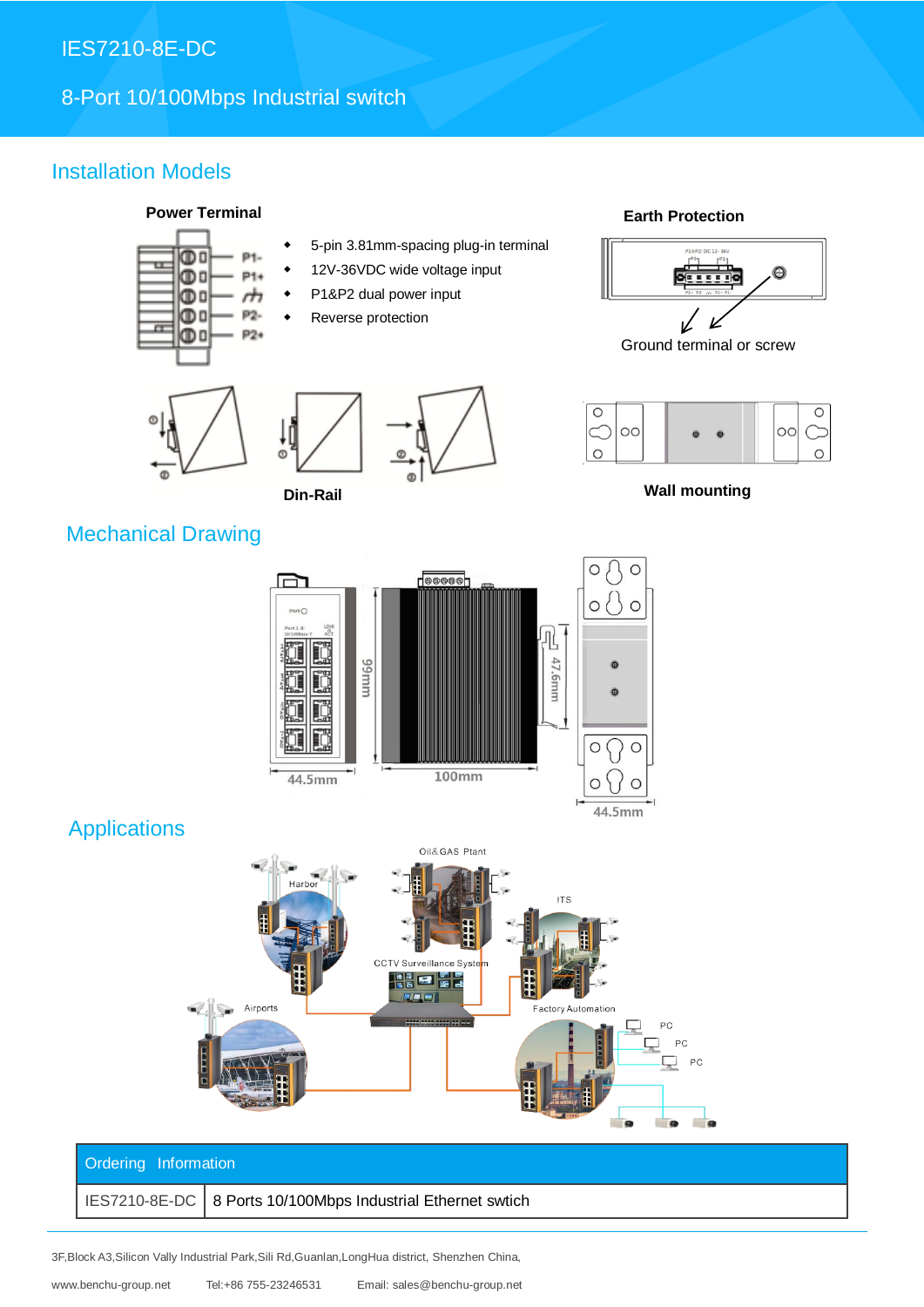IES7210-8E-DC

8-Port 10/100Mbps Industrial switch

## Installation Models

**Power Terminal**

P1-
P1+
P2-
P2+

- 5-pin 3.81mm-spacing plug-in terminal
- 12V-36VDC wide voltage input
- P1&P2 dual power input
- Reverse protection

**Earth Protection**

Ground terminal or screw

**Din-Rail**

**Wall mounting**

## Mechanical Drawing

44.5mm
99mm
100mm
47.6mm
44.5mm

## Applications

Oil&GAS Plant
Harbor
ITS
CCTV Surveillance System
Airports
Factory Automation
PC
PC
PC

| Ordering Information | |
|---|---|
| IES7210-8E-DC | 8 Ports 10/100Mbps Industrial Ethernet swtich |

3F,Block A3,Silicon Vally Industrial Park,Sili Rd,Guanlan,LongHua district, Shenzhen China,

www.benchu-group.net Tel:+86 755-23246531 Email: sales@benchu-group.net